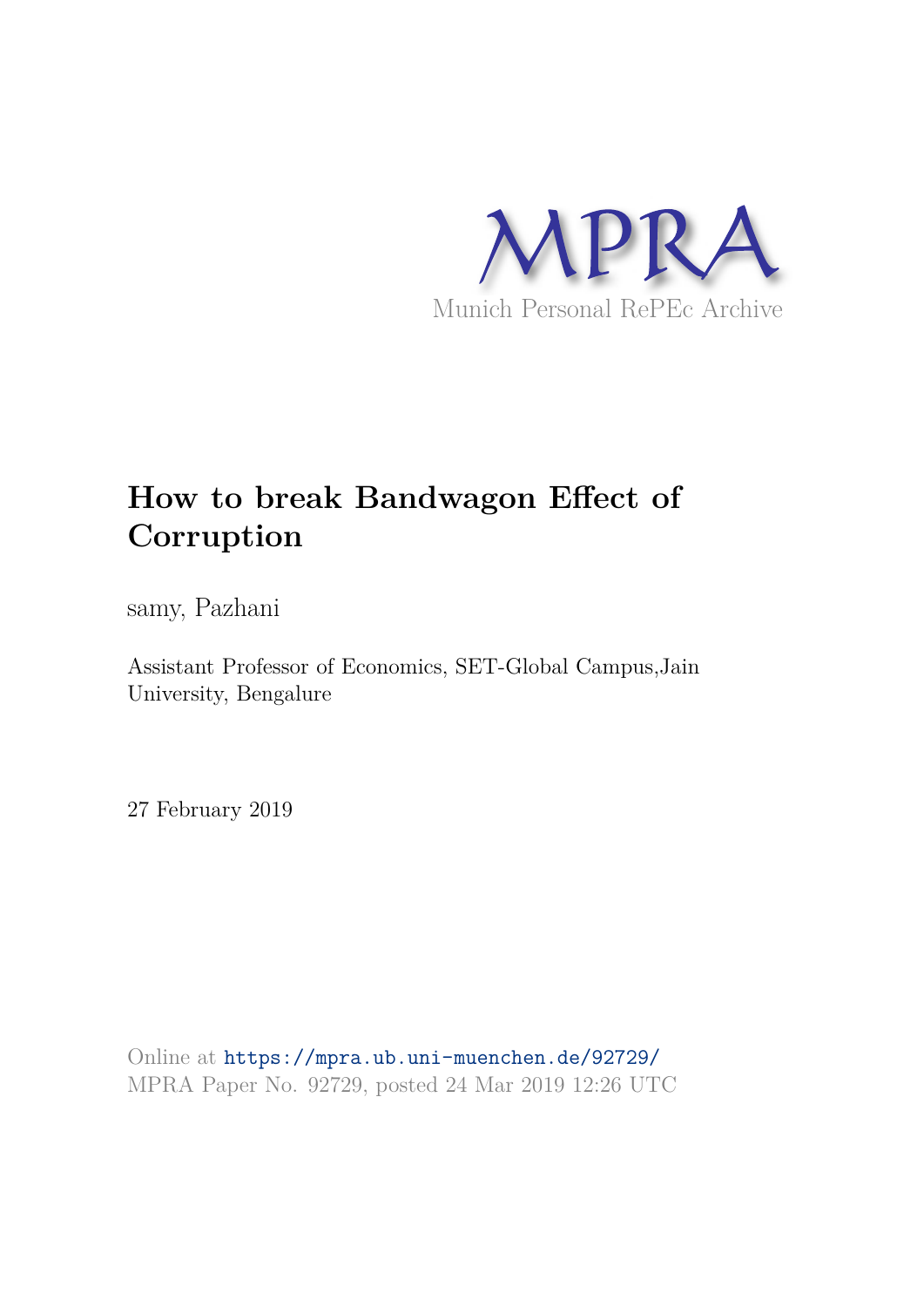MPRA

Munich Personal RePEc Archive

# How to break Bandwagon Effect of Corruption

samy, Pazhani

Assistant Professor of Economics, SET-Global Campus,Jain University, Bengalure

27 February 2019

Online at https://mpra.ub.uni-muenchen.de/92729/
MPRA Paper No. 92729, posted 24 Mar 2019 12:26 UTC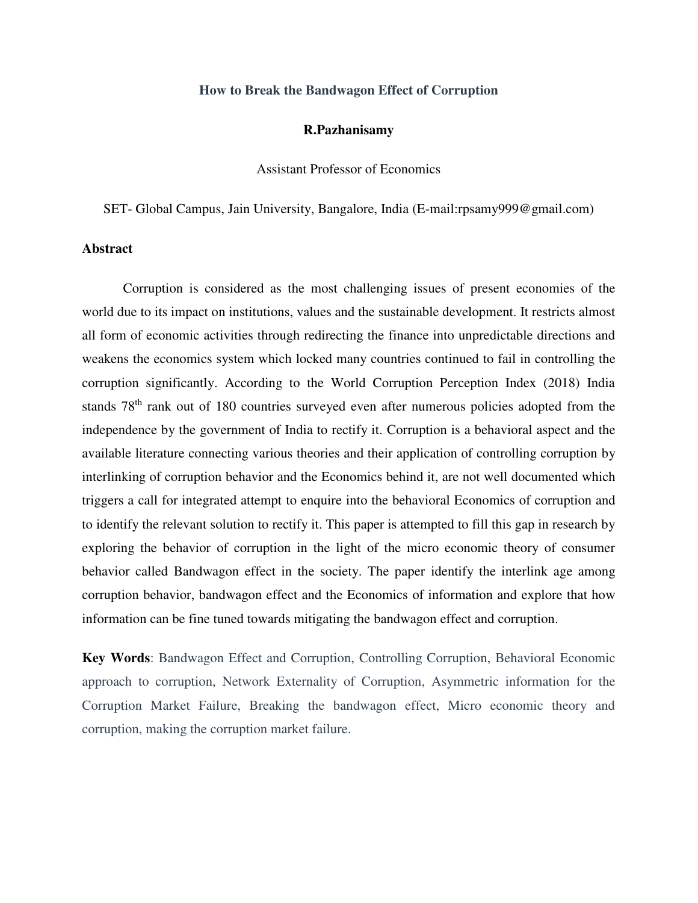# How to Break the Bandwagon Effect of Corruption

**R.Pazhanisamy**

Assistant Professor of Economics

SET- Global Campus, Jain University, Bangalore, India (E-mail:rpsamy999@gmail.com)

**Abstract**

Corruption is considered as the most challenging issues of present economies of the world due to its impact on institutions, values and the sustainable development. It restricts almost all form of economic activities through redirecting the finance into unpredictable directions and weakens the economics system which locked many countries continued to fail in controlling the corruption significantly. According to the World Corruption Perception Index (2018) India stands 78$^{th}$ rank out of 180 countries surveyed even after numerous policies adopted from the independence by the government of India to rectify it. Corruption is a behavioral aspect and the available literature connecting various theories and their application of controlling corruption by interlinking of corruption behavior and the Economics behind it, are not well documented which triggers a call for integrated attempt to enquire into the behavioral Economics of corruption and to identify the relevant solution to rectify it. This paper is attempted to fill this gap in research by exploring the behavior of corruption in the light of the micro economic theory of consumer behavior called Bandwagon effect in the society. The paper identify the interlink age among corruption behavior, bandwagon effect and the Economics of information and explore that how information can be fine tuned towards mitigating the bandwagon effect and corruption.

**Key Words**: Bandwagon Effect and Corruption, Controlling Corruption, Behavioral Economic approach to corruption, Network Externality of Corruption, Asymmetric information for the Corruption Market Failure, Breaking the bandwagon effect, Micro economic theory and corruption, making the corruption market failure.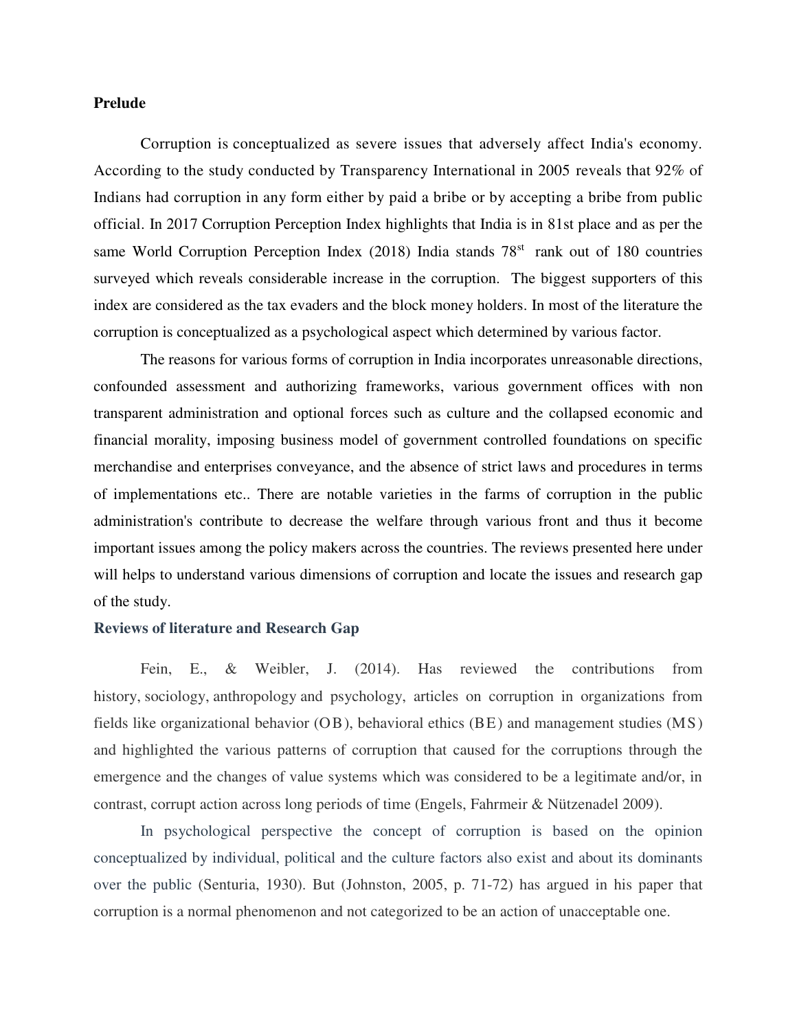**Prelude**

Corruption is conceptualized as severe issues that adversely affect India's economy. According to the study conducted by Transparency International in 2005 reveals that 92% of Indians had corruption in any form either by paid a bribe or by accepting a bribe from public official. In 2017 Corruption Perception Index highlights that India is in 81st place and as per the same World Corruption Perception Index (2018) India stands 78st rank out of 180 countries surveyed which reveals considerable increase in the corruption. The biggest supporters of this index are considered as the tax evaders and the block money holders. In most of the literature the corruption is conceptualized as a psychological aspect which determined by various factor.

The reasons for various forms of corruption in India incorporates unreasonable directions, confounded assessment and authorizing frameworks, various government offices with non transparent administration and optional forces such as culture and the collapsed economic and financial morality, imposing business model of government controlled foundations on specific merchandise and enterprises conveyance, and the absence of strict laws and procedures in terms of implementations etc.. There are notable varieties in the farms of corruption in the public administration's contribute to decrease the welfare through various front and thus it become important issues among the policy makers across the countries. The reviews presented here under will helps to understand various dimensions of corruption and locate the issues and research gap of the study.

**Reviews of literature and Research Gap**

Fein, E., & Weibler, J. (2014). Has reviewed the contributions from history, sociology, anthropology and psychology, articles on corruption in organizations from fields like organizational behavior (OB), behavioral ethics (BE) and management studies (MS) and highlighted the various patterns of corruption that caused for the corruptions through the emergence and the changes of value systems which was considered to be a legitimate and/or, in contrast, corrupt action across long periods of time (Engels, Fahrmeir & Nützenadel 2009).

In psychological perspective the concept of corruption is based on the opinion conceptualized by individual, political and the culture factors also exist and about its dominants over the public (Senturia, 1930). But (Johnston, 2005, p. 71-72) has argued in his paper that corruption is a normal phenomenon and not categorized to be an action of unacceptable one.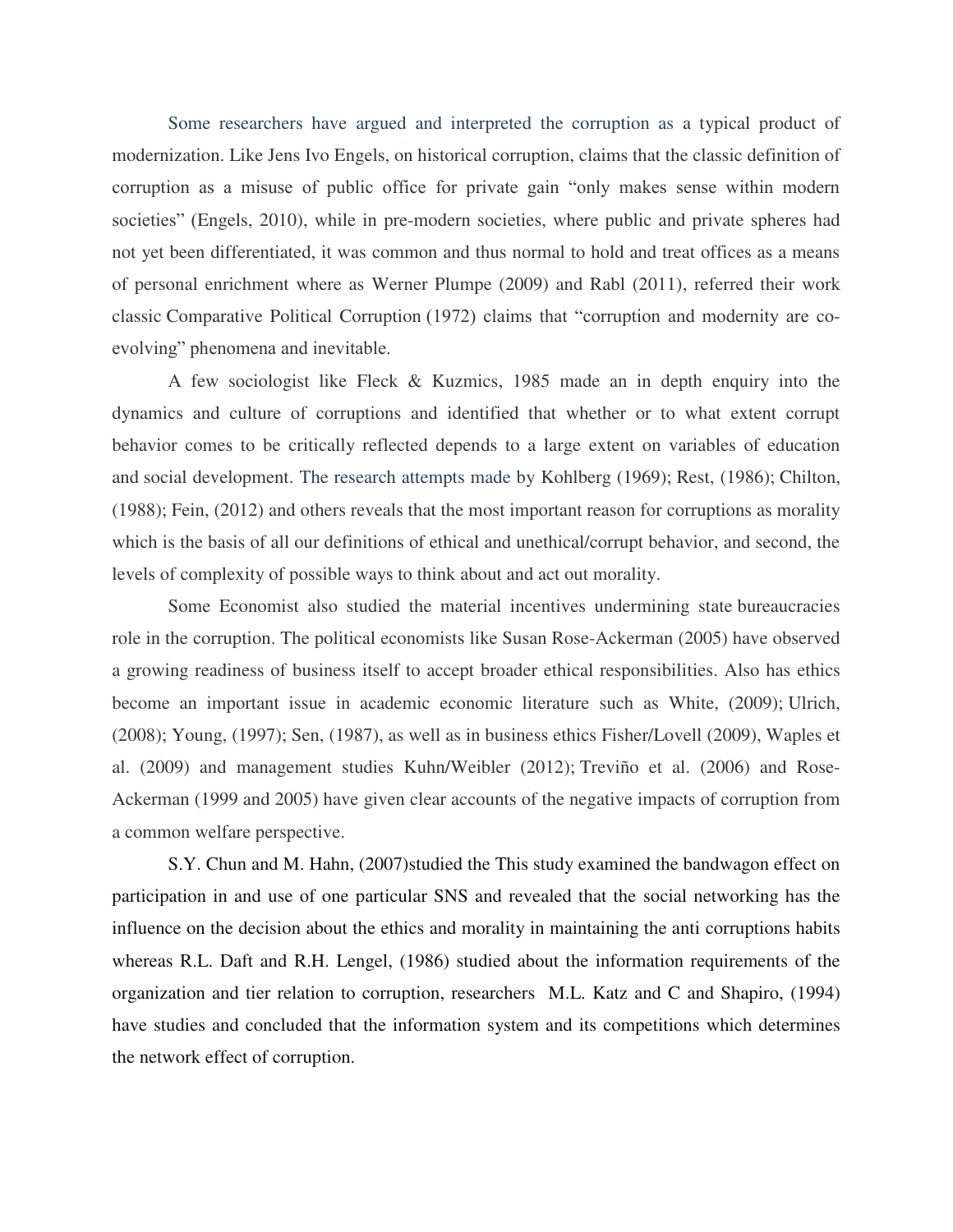Some researchers have argued and interpreted the corruption as a typical product of modernization. Like Jens Ivo Engels, on historical corruption, claims that the classic definition of corruption as a misuse of public office for private gain "only makes sense within modern societies" (Engels, 2010), while in pre-modern societies, where public and private spheres had not yet been differentiated, it was common and thus normal to hold and treat offices as a means of personal enrichment where as Werner Plumpe (2009) and Rabl (2011), referred their work classic Comparative Political Corruption (1972) claims that "corruption and modernity are co-evolving" phenomena and inevitable.

A few sociologist like Fleck & Kuzmics, 1985 made an in depth enquiry into the dynamics and culture of corruptions and identified that whether or to what extent corrupt behavior comes to be critically reflected depends to a large extent on variables of education and social development. The research attempts made by Kohlberg (1969); Rest, (1986); Chilton, (1988); Fein, (2012) and others reveals that the most important reason for corruptions as morality which is the basis of all our definitions of ethical and unethical/corrupt behavior, and second, the levels of complexity of possible ways to think about and act out morality.

Some Economist also studied the material incentives undermining state bureaucracies role in the corruption. The political economists like Susan Rose-Ackerman (2005) have observed a growing readiness of business itself to accept broader ethical responsibilities. Also has ethics become an important issue in academic economic literature such as White, (2009); Ulrich, (2008); Young, (1997); Sen, (1987), as well as in business ethics Fisher/Lovell (2009), Waples et al. (2009) and management studies Kuhn/Weibler (2012); Treviño et al. (2006) and Rose-Ackerman (1999 and 2005) have given clear accounts of the negative impacts of corruption from a common welfare perspective.

S.Y. Chun and M. Hahn, (2007)studied the This study examined the bandwagon effect on participation in and use of one particular SNS and revealed that the social networking has the influence on the decision about the ethics and morality in maintaining the anti corruptions habits whereas R.L. Daft and R.H. Lengel, (1986) studied about the information requirements of the organization and tier relation to corruption, researchers M.L. Katz and C and Shapiro, (1994) have studies and concluded that the information system and its competitions which determines the network effect of corruption.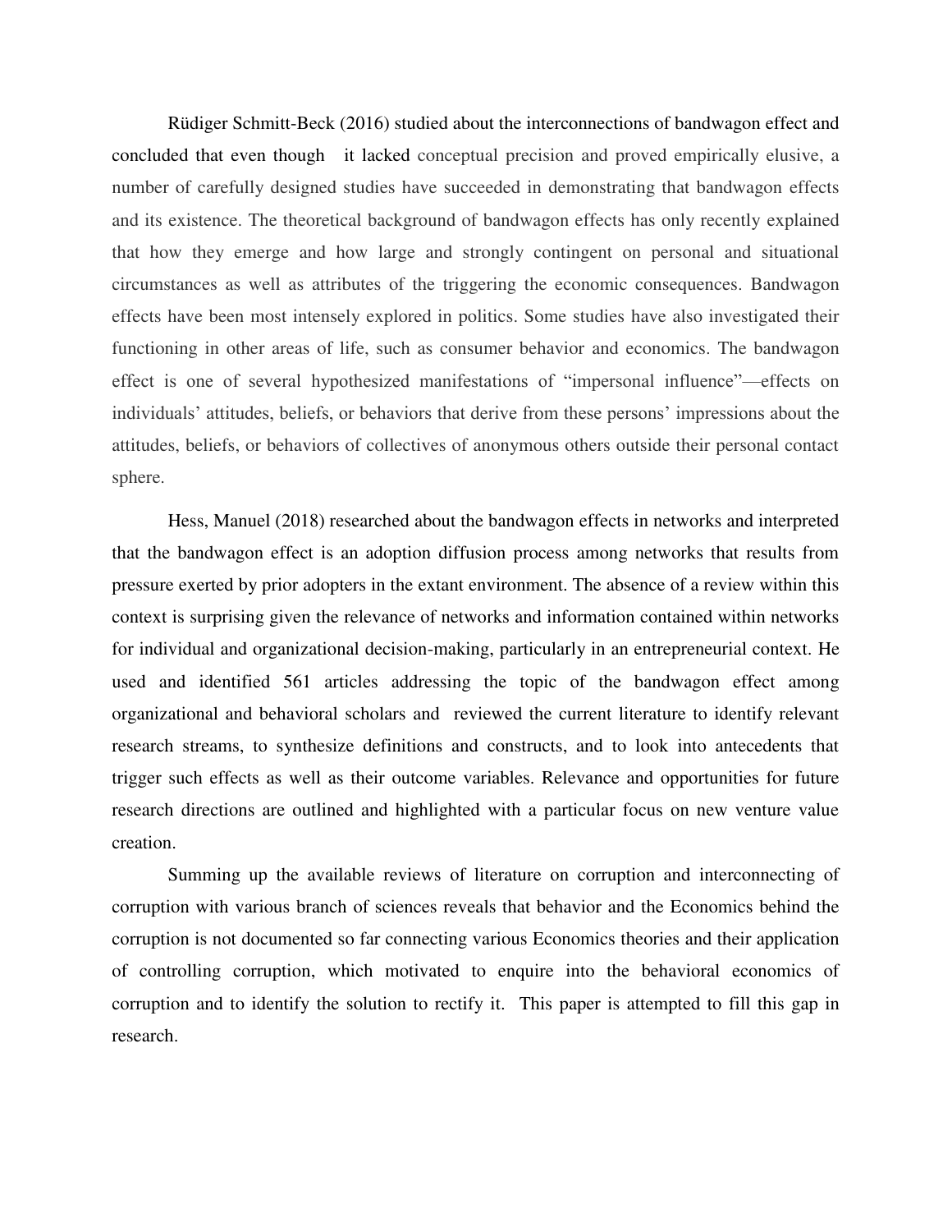Rüdiger Schmitt-Beck (2016) studied about the interconnections of bandwagon effect and concluded that even though it lacked conceptual precision and proved empirically elusive, a number of carefully designed studies have succeeded in demonstrating that bandwagon effects and its existence. The theoretical background of bandwagon effects has only recently explained that how they emerge and how large and strongly contingent on personal and situational circumstances as well as attributes of the triggering the economic consequences. Bandwagon effects have been most intensely explored in politics. Some studies have also investigated their functioning in other areas of life, such as consumer behavior and economics. The bandwagon effect is one of several hypothesized manifestations of "impersonal influence"—effects on individuals' attitudes, beliefs, or behaviors that derive from these persons' impressions about the attitudes, beliefs, or behaviors of collectives of anonymous others outside their personal contact sphere.

Hess, Manuel (2018) researched about the bandwagon effects in networks and interpreted that the bandwagon effect is an adoption diffusion process among networks that results from pressure exerted by prior adopters in the extant environment. The absence of a review within this context is surprising given the relevance of networks and information contained within networks for individual and organizational decision-making, particularly in an entrepreneurial context. He used and identified 561 articles addressing the topic of the bandwagon effect among organizational and behavioral scholars and reviewed the current literature to identify relevant research streams, to synthesize definitions and constructs, and to look into antecedents that trigger such effects as well as their outcome variables. Relevance and opportunities for future research directions are outlined and highlighted with a particular focus on new venture value creation.

Summing up the available reviews of literature on corruption and interconnecting of corruption with various branch of sciences reveals that behavior and the Economics behind the corruption is not documented so far connecting various Economics theories and their application of controlling corruption, which motivated to enquire into the behavioral economics of corruption and to identify the solution to rectify it. This paper is attempted to fill this gap in research.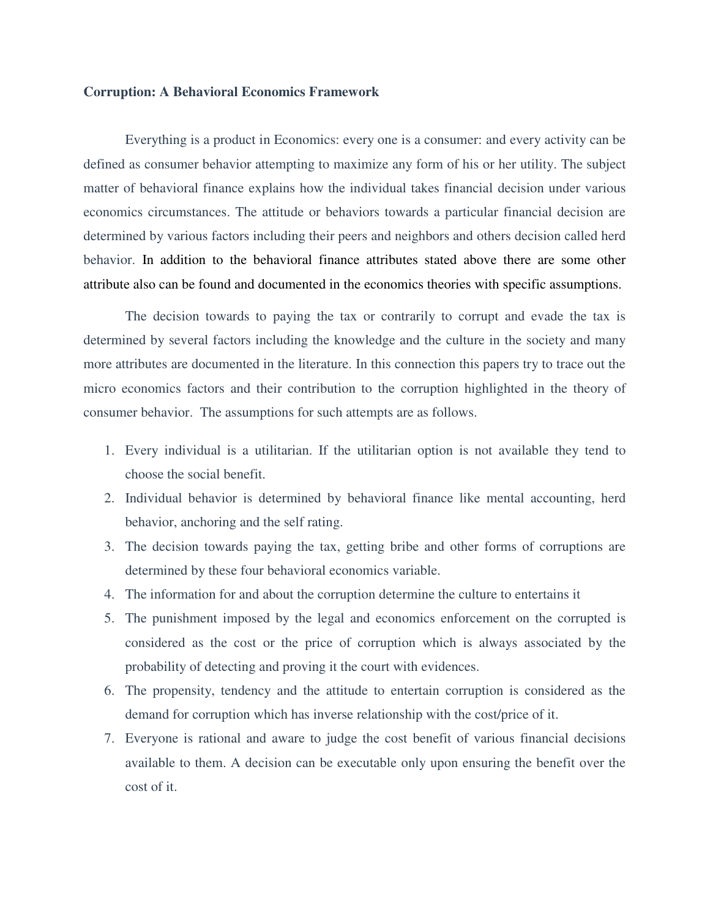**Corruption: A Behavioral Economics Framework**

Everything is a product in Economics: every one is a consumer: and every activity can be defined as consumer behavior attempting to maximize any form of his or her utility. The subject matter of behavioral finance explains how the individual takes financial decision under various economics circumstances. The attitude or behaviors towards a particular financial decision are determined by various factors including their peers and neighbors and others decision called herd behavior. In addition to the behavioral finance attributes stated above there are some other attribute also can be found and documented in the economics theories with specific assumptions.

The decision towards to paying the tax or contrarily to corrupt and evade the tax is determined by several factors including the knowledge and the culture in the society and many more attributes are documented in the literature. In this connection this papers try to trace out the micro economics factors and their contribution to the corruption highlighted in the theory of consumer behavior. The assumptions for such attempts are as follows.

1. Every individual is a utilitarian. If the utilitarian option is not available they tend to choose the social benefit.
2. Individual behavior is determined by behavioral finance like mental accounting, herd behavior, anchoring and the self rating.
3. The decision towards paying the tax, getting bribe and other forms of corruptions are determined by these four behavioral economics variable.
4. The information for and about the corruption determine the culture to entertains it
5. The punishment imposed by the legal and economics enforcement on the corrupted is considered as the cost or the price of corruption which is always associated by the probability of detecting and proving it the court with evidences.
6. The propensity, tendency and the attitude to entertain corruption is considered as the demand for corruption which has inverse relationship with the cost/price of it.
7. Everyone is rational and aware to judge the cost benefit of various financial decisions available to them. A decision can be executable only upon ensuring the benefit over the cost of it.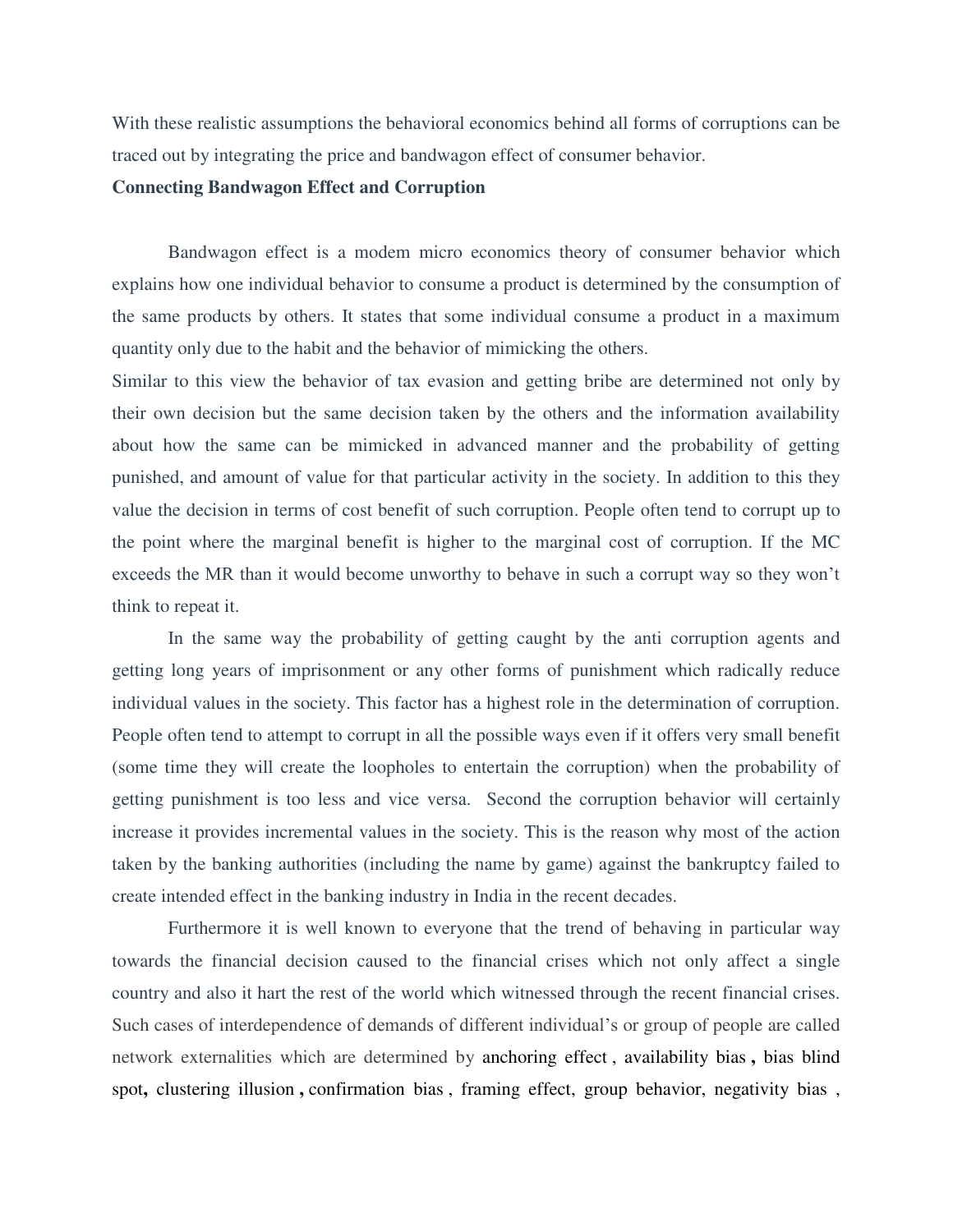With these realistic assumptions the behavioral economics behind all forms of corruptions can be traced out by integrating the price and bandwagon effect of consumer behavior.

**Connecting Bandwagon Effect and Corruption**

Bandwagon effect is a modem micro economics theory of consumer behavior which explains how one individual behavior to consume a product is determined by the consumption of the same products by others. It states that some individual consume a product in a maximum quantity only due to the habit and the behavior of mimicking the others.

Similar to this view the behavior of tax evasion and getting bribe are determined not only by their own decision but the same decision taken by the others and the information availability about how the same can be mimicked in advanced manner and the probability of getting punished, and amount of value for that particular activity in the society. In addition to this they value the decision in terms of cost benefit of such corruption. People often tend to corrupt up to the point where the marginal benefit is higher to the marginal cost of corruption. If the MC exceeds the MR than it would become unworthy to behave in such a corrupt way so they won't think to repeat it.

In the same way the probability of getting caught by the anti corruption agents and getting long years of imprisonment or any other forms of punishment which radically reduce individual values in the society. This factor has a highest role in the determination of corruption. People often tend to attempt to corrupt in all the possible ways even if it offers very small benefit (some time they will create the loopholes to entertain the corruption) when the probability of getting punishment is too less and vice versa. Second the corruption behavior will certainly increase it provides incremental values in the society. This is the reason why most of the action taken by the banking authorities (including the name by game) against the bankruptcy failed to create intended effect in the banking industry in India in the recent decades.

Furthermore it is well known to everyone that the trend of behaving in particular way towards the financial decision caused to the financial crises which not only affect a single country and also it hart the rest of the world which witnessed through the recent financial crises. Such cases of interdependence of demands of different individual's or group of people are called network externalities which are determined by anchoring effect , availability bias , bias blind spot, clustering illusion , confirmation bias , framing effect, group behavior, negativity bias ,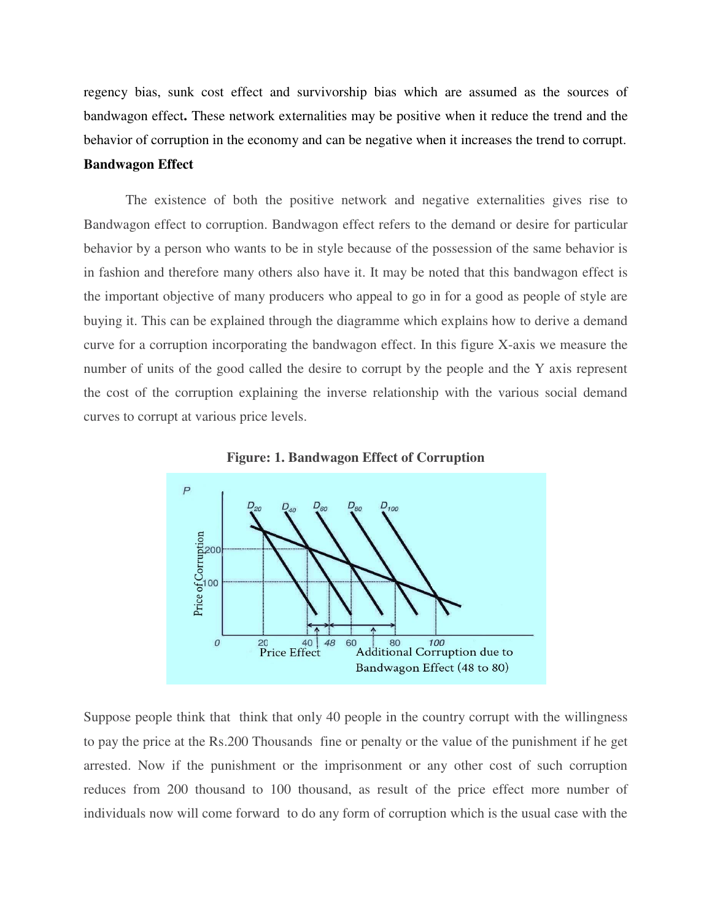regency bias, sunk cost effect and survivorship bias which are assumed as the sources of bandwagon effect**.** These network externalities may be positive when it reduce the trend and the behavior of corruption in the economy and can be negative when it increases the trend to corrupt.

**Bandwagon Effect**

The existence of both the positive network and negative externalities gives rise to Bandwagon effect to corruption. Bandwagon effect refers to the demand or desire for particular behavior by a person who wants to be in style because of the possession of the same behavior is in fashion and therefore many others also have it. It may be noted that this bandwagon effect is the important objective of many producers who appeal to go in for a good as people of style are buying it. This can be explained through the diagramme which explains how to derive a demand curve for a corruption incorporating the bandwagon effect. In this figure X-axis we measure the number of units of the good called the desire to corrupt by the people and the Y axis represent the cost of the corruption explaining the inverse relationship with the various social demand curves to corrupt at various price levels.

**Figure: 1. Bandwagon Effect of Corruption**

Suppose people think that think that only 40 people in the country corrupt with the willingness to pay the price at the Rs.200 Thousands fine or penalty or the value of the punishment if he get arrested. Now if the punishment or the imprisonment or any other cost of such corruption reduces from 200 thousand to 100 thousand, as result of the price effect more number of individuals now will come forward to do any form of corruption which is the usual case with the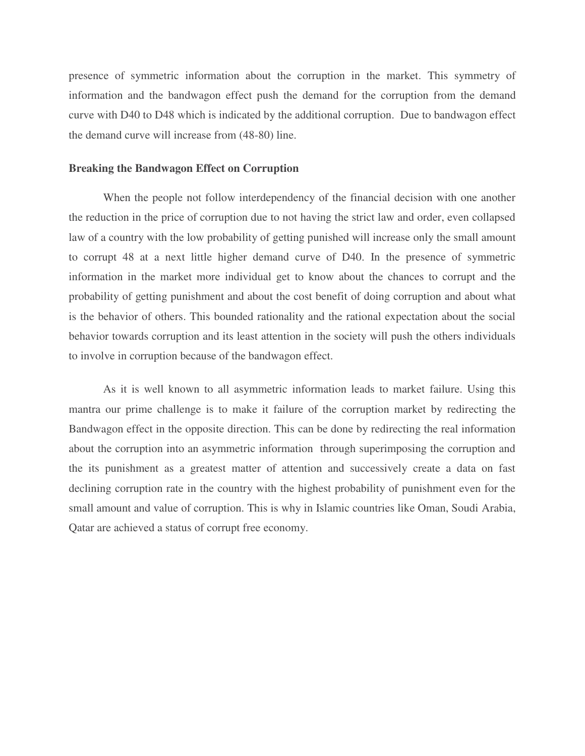presence of symmetric information about the corruption in the market. This symmetry of information and the bandwagon effect push the demand for the corruption from the demand curve with D40 to D48 which is indicated by the additional corruption. Due to bandwagon effect the demand curve will increase from (48-80) line.

**Breaking the Bandwagon Effect on Corruption**

When the people not follow interdependency of the financial decision with one another the reduction in the price of corruption due to not having the strict law and order, even collapsed law of a country with the low probability of getting punished will increase only the small amount to corrupt 48 at a next little higher demand curve of D40. In the presence of symmetric information in the market more individual get to know about the chances to corrupt and the probability of getting punishment and about the cost benefit of doing corruption and about what is the behavior of others. This bounded rationality and the rational expectation about the social behavior towards corruption and its least attention in the society will push the others individuals to involve in corruption because of the bandwagon effect.

As it is well known to all asymmetric information leads to market failure. Using this mantra our prime challenge is to make it failure of the corruption market by redirecting the Bandwagon effect in the opposite direction. This can be done by redirecting the real information about the corruption into an asymmetric information through superimposing the corruption and the its punishment as a greatest matter of attention and successively create a data on fast declining corruption rate in the country with the highest probability of punishment even for the small amount and value of corruption. This is why in Islamic countries like Oman, Soudi Arabia, Qatar are achieved a status of corrupt free economy.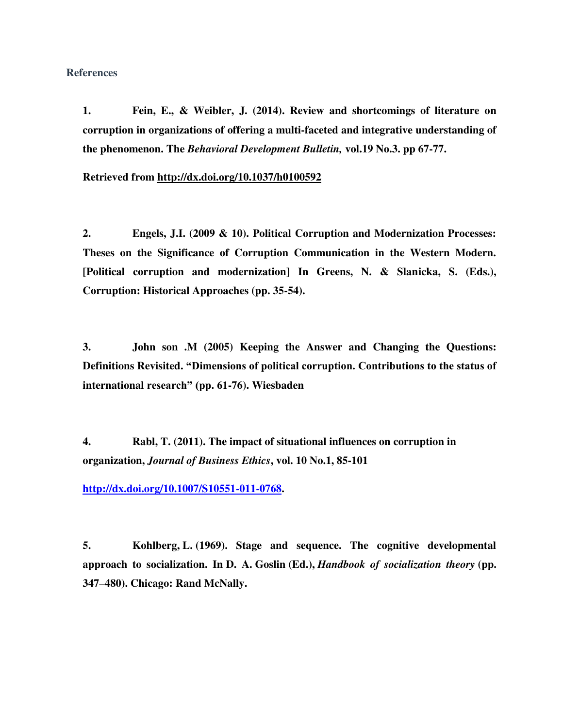## References

**1. Fein, E., & Weibler, J. (2014). Review and shortcomings of literature on corruption in organizations of offering a multi-faceted and integrative understanding of the phenomenon. The *Behavioral Development Bulletin,* vol.19 No.3. pp 67-77.**

**Retrieved from http://dx.doi.org/10.1037/h0100592**

**2. Engels, J.I. (2009 & 10). Political Corruption and Modernization Processes: Theses on the Significance of Corruption Communication in the Western Modern. [Political corruption and modernization] In Greens, N. & Slanicka, S. (Eds.), Corruption: Historical Approaches (pp. 35-54).**

**3. John son .M (2005) Keeping the Answer and Changing the Questions: Definitions Revisited. "Dimensions of political corruption. Contributions to the status of international research" (pp. 61-76). Wiesbaden**

**4. Rabl, T. (2011). The impact of situational influences on corruption in organization, *Journal of Business Ethics*, vol. 10 No.1, 85-101**

**http://dx.doi.org/10.1007/S10551-011-0768.**

**5. Kohlberg, L. (1969). Stage and sequence. The cognitive developmental approach to socialization. In D. A. Goslin (Ed.), *Handbook of socialization theory* (pp. 347–480). Chicago: Rand McNally.**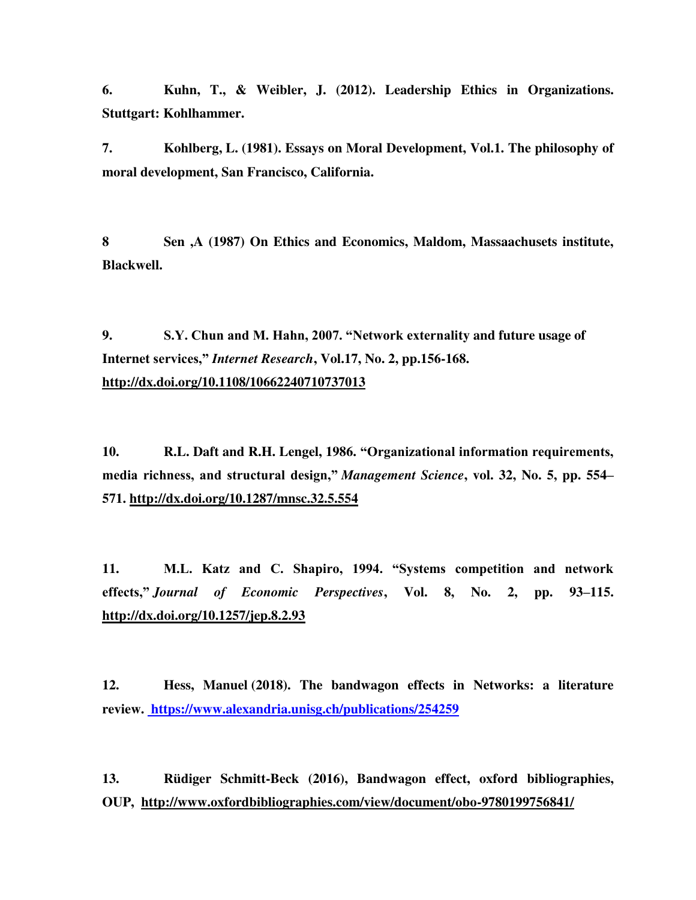**6. Kuhn, T., & Weibler, J. (2012). Leadership Ethics in Organizations. Stuttgart: Kohlhammer.**

**7. Kohlberg, L. (1981). Essays on Moral Development, Vol.1. The philosophy of moral development, San Francisco, California.**

**8 Sen ,A (1987) On Ethics and Economics, Maldom, Massaachusets institute, Blackwell.**

**9. S.Y. Chun and M. Hahn, 2007. "Network externality and future usage of Internet services," *Internet Research*, Vol.17, No. 2, pp.156-168. http://dx.doi.org/10.1108/10662240710737013**

**10. R.L. Daft and R.H. Lengel, 1986. "Organizational information requirements, media richness, and structural design," *Management Science*, vol. 32, No. 5, pp. 554–571. http://dx.doi.org/10.1287/mnsc.32.5.554**

**11. M.L. Katz and C. Shapiro, 1994. "Systems competition and network effects," *Journal of Economic Perspectives*, Vol. 8, No. 2, pp. 93–115. http://dx.doi.org/10.1257/jep.8.2.93**

**12. Hess, Manuel (2018). The bandwagon effects in Networks: a literature review. https://www.alexandria.unisg.ch/publications/254259**

**13. Rüdiger Schmitt-Beck (2016), Bandwagon effect, oxford bibliographies, OUP, http://www.oxfordbibliographies.com/view/document/obo-9780199756841/**